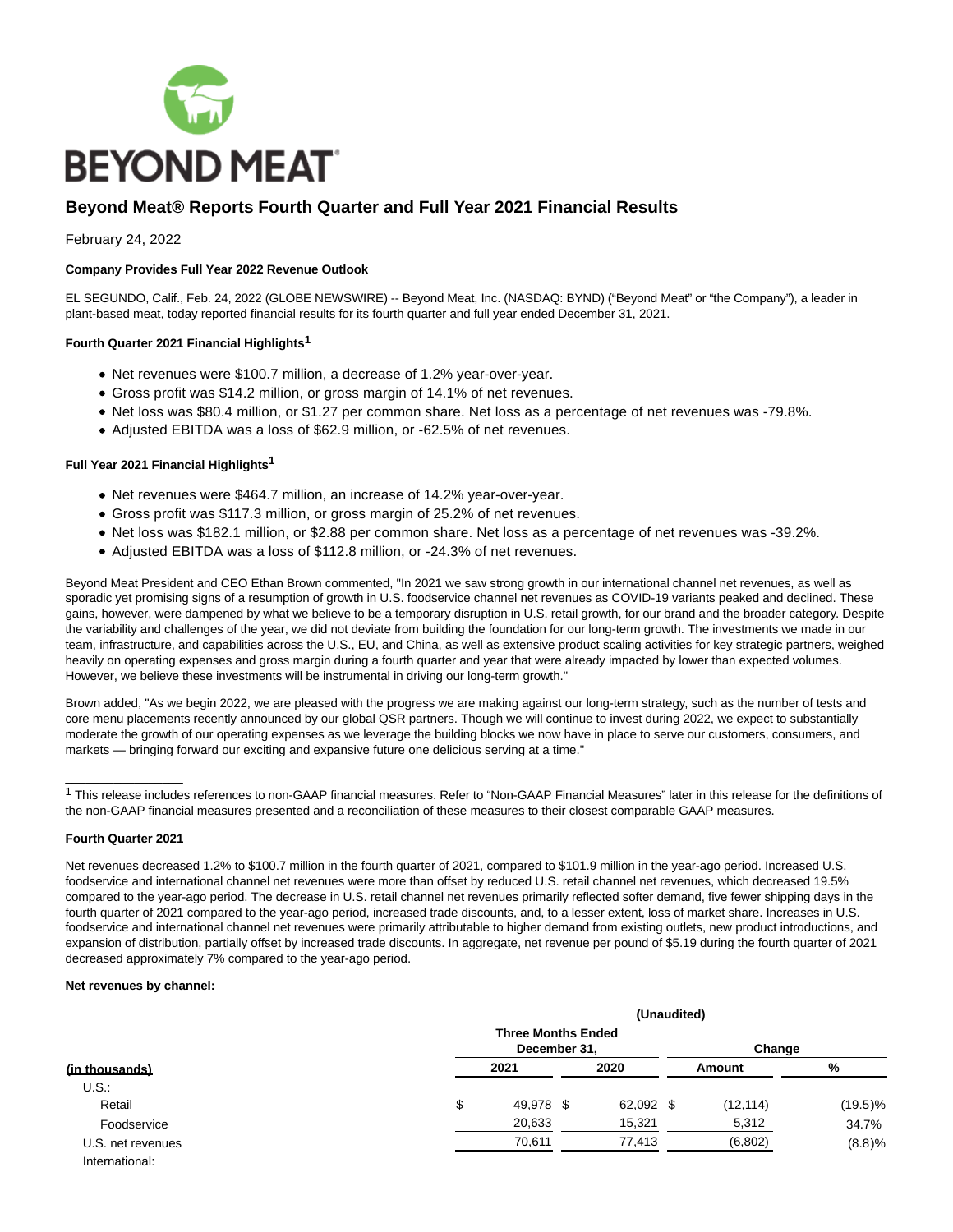# Beyond Meat® Reports Fourth Quarter and Full Year 2021 Financial Results

February 24, 2022

**Company Provides Full Year 2022 Revenue Outlook**

EL SEGUNDO, Calif., Feb. 24, 2022 (GLOBE NEWSWIRE) -- Beyond Meat, Inc. (NASDAQ: BYND) ("Beyond Meat" or "the Company"), a leader in plant-based meat, today reported financial results for its fourth quarter and full year ended December 31, 2021.

**Fourth Quarter 2021 Financial Highlights[1]**

- Net revenues were $100.7 million, a decrease of 1.2% year-over-year.
- Gross profit was $14.2 million, or gross margin of 14.1% of net revenues.
- Net loss was $80.4 million, or $1.27 per common share. Net loss as a percentage of net revenues was -79.8%.
- Adjusted EBITDA was a loss of $62.9 million, or -62.5% of net revenues.

**Full Year 2021 Financial Highlights[1]**

- Net revenues were $464.7 million, an increase of 14.2% year-over-year.
- Gross profit was $117.3 million, or gross margin of 25.2% of net revenues.
- Net loss was $182.1 million, or $2.88 per common share. Net loss as a percentage of net revenues was -39.2%.
- Adjusted EBITDA was a loss of $112.8 million, or -24.3% of net revenues.

Beyond Meat President and CEO Ethan Brown commented, "In 2021 we saw strong growth in our international channel net revenues, as well as sporadic yet promising signs of a resumption of growth in U.S. foodservice channel net revenues as COVID-19 variants peaked and declined. These gains, however, were dampened by what we believe to be a temporary disruption in U.S. retail growth, for our brand and the broader category. Despite the variability and challenges of the year, we did not deviate from building the foundation for our long-term growth. The investments we made in our team, infrastructure, and capabilities across the U.S., EU, and China, as well as extensive product scaling activities for key strategic partners, weighed heavily on operating expenses and gross margin during a fourth quarter and year that were already impacted by lower than expected volumes. However, we believe these investments will be instrumental in driving our long-term growth."

Brown added, "As we begin 2022, we are pleased with the progress we are making against our long-term strategy, such as the number of tests and core menu placements recently announced by our global QSR partners. Though we will continue to invest during 2022, we expect to substantially moderate the growth of our operating expenses as we leverage the building blocks we now have in place to serve our customers, consumers, and markets — bringing forward our exciting and expansive future one delicious serving at a time."

---

[1] This release includes references to non-GAAP financial measures. Refer to "Non-GAAP Financial Measures" later in this release for the definitions of the non-GAAP financial measures presented and a reconciliation of these measures to their closest comparable GAAP measures.

**Fourth Quarter 2021**

Net revenues decreased 1.2% to $100.7 million in the fourth quarter of 2021, compared to $101.9 million in the year-ago period. Increased U.S. foodservice and international channel net revenues were more than offset by reduced U.S. retail channel net revenues, which decreased 19.5% compared to the year-ago period. The decrease in U.S. retail channel net revenues primarily reflected softer demand, five fewer shipping days in the fourth quarter of 2021 compared to the year-ago period, increased trade discounts, and, to a lesser extent, loss of market share. Increases in U.S. foodservice and international channel net revenues were primarily attributable to higher demand from existing outlets, new product introductions, and expansion of distribution, partially offset by increased trade discounts. In aggregate, net revenue per pound of $5.19 during the fourth quarter of 2021 decreased approximately 7% compared to the year-ago period.

**Net revenues by channel:**

| | (Unaudited) | | | |
|---|---|---|---|---|
| | Three Months Ended December 31, | | Change | |
| (in thousands) | 2021 | 2020 | Amount | % |
| U.S.: | | | | |
| Retail | $ 49,978 | $ 62,092 | $ (12,114) | (19.5)% |
| Foodservice | 20,633 | 15,321 | 5,312 | 34.7% |
| U.S. net revenues | 70,611 | 77,413 | (6,802) | (8.8)% |
| International: | | | | |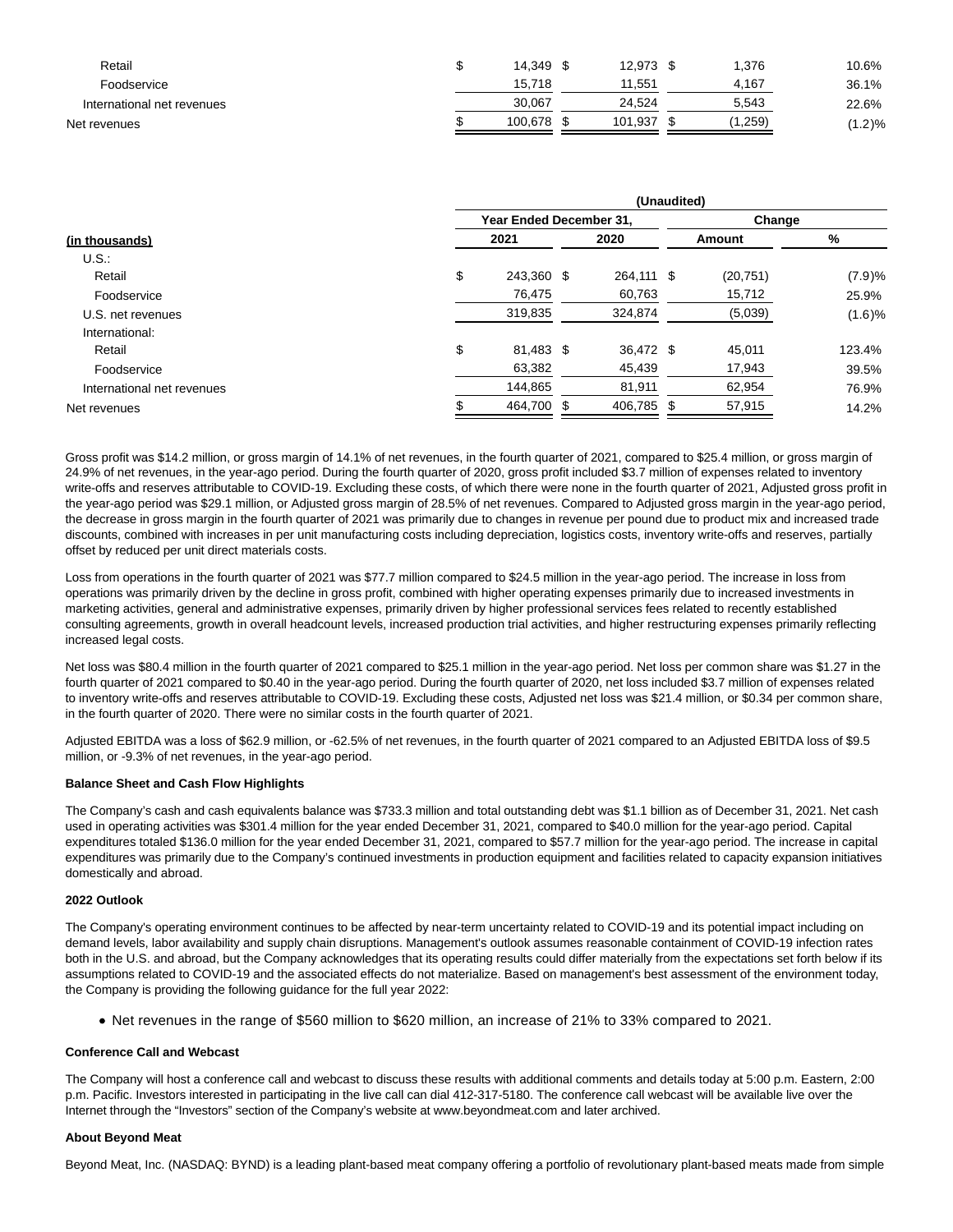| | | | | |
|---|---|---|---|---|
| Retail | $ 14,349 | $ 12,973 | $ 1,376 | 10.6% |
| Foodservice | 15,718 | 11,551 | 4,167 | 36.1% |
| International net revenues | 30,067 | 24,524 | 5,543 | 22.6% |
| Net revenues | $ 100,678 | $ 101,937 | $ (1,259) | (1.2)% |

| | (Unaudited) | | | |
|---|---|---|---|---|
| | Year Ended December 31, | | Change | |
| (in thousands) | 2021 | 2020 | Amount | % |
| U.S.: | | | | |
| Retail | $ 243,360 | $ 264,111 | $ (20,751) | (7.9)% |
| Foodservice | 76,475 | 60,763 | 15,712 | 25.9% |
| U.S. net revenues | 319,835 | 324,874 | (5,039) | (1.6)% |
| International: | | | | |
| Retail | $ 81,483 | $ 36,472 | $ 45,011 | 123.4% |
| Foodservice | 63,382 | 45,439 | 17,943 | 39.5% |
| International net revenues | 144,865 | 81,911 | 62,954 | 76.9% |
| Net revenues | $ 464,700 | $ 406,785 | $ 57,915 | 14.2% |

Gross profit was $14.2 million, or gross margin of 14.1% of net revenues, in the fourth quarter of 2021, compared to $25.4 million, or gross margin of 24.9% of net revenues, in the year-ago period. During the fourth quarter of 2020, gross profit included $3.7 million of expenses related to inventory write-offs and reserves attributable to COVID-19. Excluding these costs, of which there were none in the fourth quarter of 2021, Adjusted gross profit in the year-ago period was $29.1 million, or Adjusted gross margin of 28.5% of net revenues. Compared to Adjusted gross margin in the year-ago period, the decrease in gross margin in the fourth quarter of 2021 was primarily due to changes in revenue per pound due to product mix and increased trade discounts, combined with increases in per unit manufacturing costs including depreciation, logistics costs, inventory write-offs and reserves, partially offset by reduced per unit direct materials costs.

Loss from operations in the fourth quarter of 2021 was $77.7 million compared to $24.5 million in the year-ago period. The increase in loss from operations was primarily driven by the decline in gross profit, combined with higher operating expenses primarily due to increased investments in marketing activities, general and administrative expenses, primarily driven by higher professional services fees related to recently established consulting agreements, growth in overall headcount levels, increased production trial activities, and higher restructuring expenses primarily reflecting increased legal costs.

Net loss was $80.4 million in the fourth quarter of 2021 compared to $25.1 million in the year-ago period. Net loss per common share was $1.27 in the fourth quarter of 2021 compared to $0.40 in the year-ago period. During the fourth quarter of 2020, net loss included $3.7 million of expenses related to inventory write-offs and reserves attributable to COVID-19. Excluding these costs, Adjusted net loss was $21.4 million, or $0.34 per common share, in the fourth quarter of 2020. There were no similar costs in the fourth quarter of 2021.

Adjusted EBITDA was a loss of $62.9 million, or -62.5% of net revenues, in the fourth quarter of 2021 compared to an Adjusted EBITDA loss of $9.5 million, or -9.3% of net revenues, in the year-ago period.

**Balance Sheet and Cash Flow Highlights**

The Company's cash and cash equivalents balance was $733.3 million and total outstanding debt was $1.1 billion as of December 31, 2021. Net cash used in operating activities was $301.4 million for the year ended December 31, 2021, compared to $40.0 million for the year-ago period. Capital expenditures totaled $136.0 million for the year ended December 31, 2021, compared to $57.7 million for the year-ago period. The increase in capital expenditures was primarily due to the Company's continued investments in production equipment and facilities related to capacity expansion initiatives domestically and abroad.

**2022 Outlook**

The Company's operating environment continues to be affected by near-term uncertainty related to COVID-19 and its potential impact including on demand levels, labor availability and supply chain disruptions. Management's outlook assumes reasonable containment of COVID-19 infection rates both in the U.S. and abroad, but the Company acknowledges that its operating results could differ materially from the expectations set forth below if its assumptions related to COVID-19 and the associated effects do not materialize. Based on management's best assessment of the environment today, the Company is providing the following guidance for the full year 2022:

- Net revenues in the range of $560 million to $620 million, an increase of 21% to 33% compared to 2021.

**Conference Call and Webcast**

The Company will host a conference call and webcast to discuss these results with additional comments and details today at 5:00 p.m. Eastern, 2:00 p.m. Pacific. Investors interested in participating in the live call can dial 412-317-5180. The conference call webcast will be available live over the Internet through the "Investors" section of the Company's website at www.beyondmeat.com and later archived.

**About Beyond Meat**

Beyond Meat, Inc. (NASDAQ: BYND) is a leading plant-based meat company offering a portfolio of revolutionary plant-based meats made from simple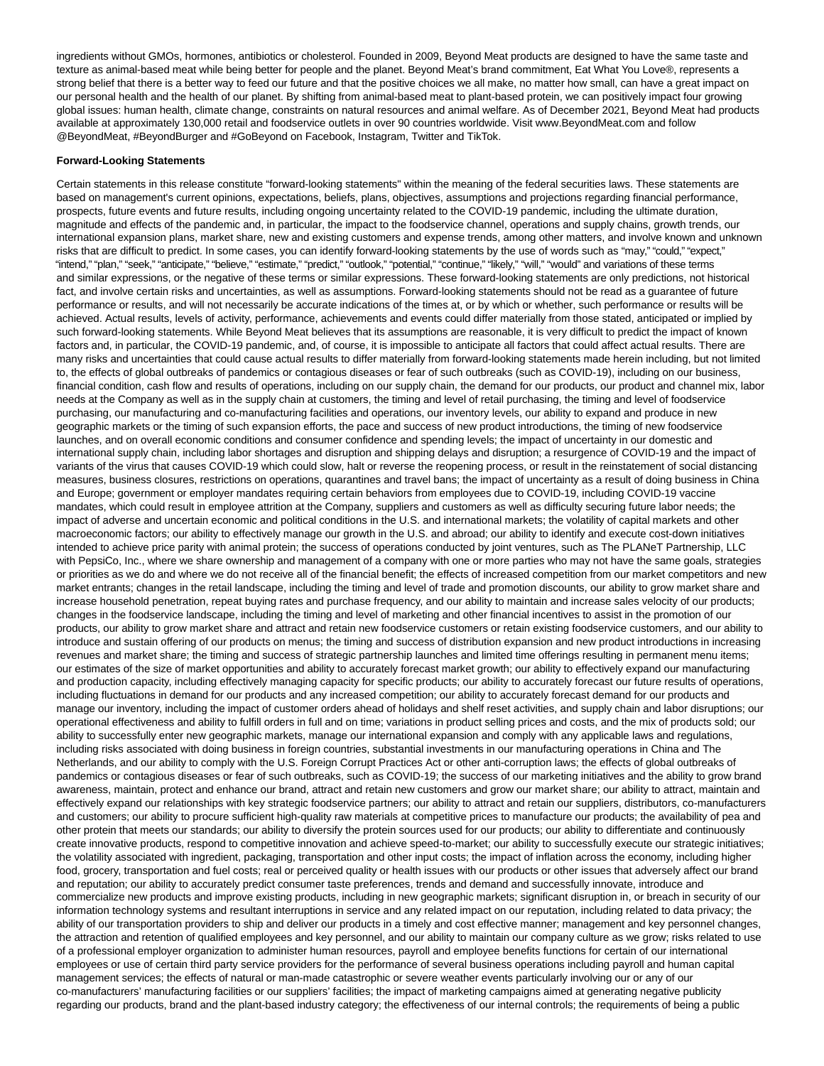ingredients without GMOs, hormones, antibiotics or cholesterol. Founded in 2009, Beyond Meat products are designed to have the same taste and texture as animal-based meat while being better for people and the planet. Beyond Meat's brand commitment, Eat What You Love®, represents a strong belief that there is a better way to feed our future and that the positive choices we all make, no matter how small, can have a great impact on our personal health and the health of our planet. By shifting from animal-based meat to plant-based protein, we can positively impact four growing global issues: human health, climate change, constraints on natural resources and animal welfare. As of December 2021, Beyond Meat had products available at approximately 130,000 retail and foodservice outlets in over 90 countries worldwide. Visit www.BeyondMeat.com and follow @BeyondMeat, #BeyondBurger and #GoBeyond on Facebook, Instagram, Twitter and TikTok.

**Forward-Looking Statements**

Certain statements in this release constitute "forward-looking statements" within the meaning of the federal securities laws. These statements are based on management's current opinions, expectations, beliefs, plans, objectives, assumptions and projections regarding financial performance, prospects, future events and future results, including ongoing uncertainty related to the COVID-19 pandemic, including the ultimate duration, magnitude and effects of the pandemic and, in particular, the impact to the foodservice channel, operations and supply chains, growth trends, our international expansion plans, market share, new and existing customers and expense trends, among other matters, and involve known and unknown risks that are difficult to predict. In some cases, you can identify forward-looking statements by the use of words such as "may," "could," "expect," "intend," "plan," "seek," "anticipate," "believe," "estimate," "predict," "outlook," "potential," "continue," "likely," "will," "would" and variations of these terms and similar expressions, or the negative of these terms or similar expressions. These forward-looking statements are only predictions, not historical fact, and involve certain risks and uncertainties, as well as assumptions. Forward-looking statements should not be read as a guarantee of future performance or results, and will not necessarily be accurate indications of the times at, or by which or whether, such performance or results will be achieved. Actual results, levels of activity, performance, achievements and events could differ materially from those stated, anticipated or implied by such forward-looking statements. While Beyond Meat believes that its assumptions are reasonable, it is very difficult to predict the impact of known factors and, in particular, the COVID-19 pandemic, and, of course, it is impossible to anticipate all factors that could affect actual results. There are many risks and uncertainties that could cause actual results to differ materially from forward-looking statements made herein including, but not limited to, the effects of global outbreaks of pandemics or contagious diseases or fear of such outbreaks (such as COVID-19), including on our business, financial condition, cash flow and results of operations, including on our supply chain, the demand for our products, our product and channel mix, labor needs at the Company as well as in the supply chain at customers, the timing and level of retail purchasing, the timing and level of foodservice purchasing, our manufacturing and co-manufacturing facilities and operations, our inventory levels, our ability to expand and produce in new geographic markets or the timing of such expansion efforts, the pace and success of new product introductions, the timing of new foodservice launches, and on overall economic conditions and consumer confidence and spending levels; the impact of uncertainty in our domestic and international supply chain, including labor shortages and disruption and shipping delays and disruption; a resurgence of COVID-19 and the impact of variants of the virus that causes COVID-19 which could slow, halt or reverse the reopening process, or result in the reinstatement of social distancing measures, business closures, restrictions on operations, quarantines and travel bans; the impact of uncertainty as a result of doing business in China and Europe; government or employer mandates requiring certain behaviors from employees due to COVID-19, including COVID-19 vaccine mandates, which could result in employee attrition at the Company, suppliers and customers as well as difficulty securing future labor needs; the impact of adverse and uncertain economic and political conditions in the U.S. and international markets; the volatility of capital markets and other macroeconomic factors; our ability to effectively manage our growth in the U.S. and abroad; our ability to identify and execute cost-down initiatives intended to achieve price parity with animal protein; the success of operations conducted by joint ventures, such as The PLANeT Partnership, LLC with PepsiCo, Inc., where we share ownership and management of a company with one or more parties who may not have the same goals, strategies or priorities as we do and where we do not receive all of the financial benefit; the effects of increased competition from our market competitors and new market entrants; changes in the retail landscape, including the timing and level of trade and promotion discounts, our ability to grow market share and increase household penetration, repeat buying rates and purchase frequency, and our ability to maintain and increase sales velocity of our products; changes in the foodservice landscape, including the timing and level of marketing and other financial incentives to assist in the promotion of our products, our ability to grow market share and attract and retain new foodservice customers or retain existing foodservice customers, and our ability to introduce and sustain offering of our products on menus; the timing and success of distribution expansion and new product introductions in increasing revenues and market share; the timing and success of strategic partnership launches and limited time offerings resulting in permanent menu items; our estimates of the size of market opportunities and ability to accurately forecast market growth; our ability to effectively expand our manufacturing and production capacity, including effectively managing capacity for specific products; our ability to accurately forecast our future results of operations, including fluctuations in demand for our products and any increased competition; our ability to accurately forecast demand for our products and manage our inventory, including the impact of customer orders ahead of holidays and shelf reset activities, and supply chain and labor disruptions; our operational effectiveness and ability to fulfill orders in full and on time; variations in product selling prices and costs, and the mix of products sold; our ability to successfully enter new geographic markets, manage our international expansion and comply with any applicable laws and regulations, including risks associated with doing business in foreign countries, substantial investments in our manufacturing operations in China and The Netherlands, and our ability to comply with the U.S. Foreign Corrupt Practices Act or other anti-corruption laws; the effects of global outbreaks of pandemics or contagious diseases or fear of such outbreaks, such as COVID-19; the success of our marketing initiatives and the ability to grow brand awareness, maintain, protect and enhance our brand, attract and retain new customers and grow our market share; our ability to attract, maintain and effectively expand our relationships with key strategic foodservice partners; our ability to attract and retain our suppliers, distributors, co-manufacturers and customers; our ability to procure sufficient high-quality raw materials at competitive prices to manufacture our products; the availability of pea and other protein that meets our standards; our ability to diversify the protein sources used for our products; our ability to differentiate and continuously create innovative products, respond to competitive innovation and achieve speed-to-market; our ability to successfully execute our strategic initiatives; the volatility associated with ingredient, packaging, transportation and other input costs; the impact of inflation across the economy, including higher food, grocery, transportation and fuel costs; real or perceived quality or health issues with our products or other issues that adversely affect our brand and reputation; our ability to accurately predict consumer taste preferences, trends and demand and successfully innovate, introduce and commercialize new products and improve existing products, including in new geographic markets; significant disruption in, or breach in security of our information technology systems and resultant interruptions in service and any related impact on our reputation, including related to data privacy; the ability of our transportation providers to ship and deliver our products in a timely and cost effective manner; management and key personnel changes, the attraction and retention of qualified employees and key personnel, and our ability to maintain our company culture as we grow; risks related to use of a professional employer organization to administer human resources, payroll and employee benefits functions for certain of our international employees or use of certain third party service providers for the performance of several business operations including payroll and human capital management services; the effects of natural or man-made catastrophic or severe weather events particularly involving our or any of our co-manufacturers' manufacturing facilities or our suppliers' facilities; the impact of marketing campaigns aimed at generating negative publicity regarding our products, brand and the plant-based industry category; the effectiveness of our internal controls; the requirements of being a public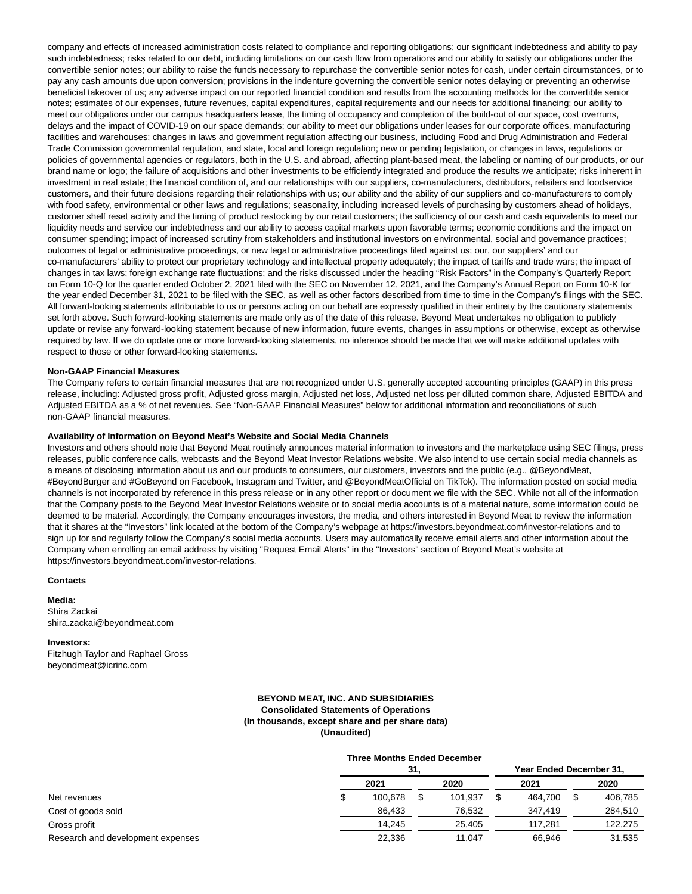company and effects of increased administration costs related to compliance and reporting obligations; our significant indebtedness and ability to pay such indebtedness; risks related to our debt, including limitations on our cash flow from operations and our ability to satisfy our obligations under the convertible senior notes; our ability to raise the funds necessary to repurchase the convertible senior notes for cash, under certain circumstances, or to pay any cash amounts due upon conversion; provisions in the indenture governing the convertible senior notes delaying or preventing an otherwise beneficial takeover of us; any adverse impact on our reported financial condition and results from the accounting methods for the convertible senior notes; estimates of our expenses, future revenues, capital expenditures, capital requirements and our needs for additional financing; our ability to meet our obligations under our campus headquarters lease, the timing of occupancy and completion of the build-out of our space, cost overruns, delays and the impact of COVID-19 on our space demands; our ability to meet our obligations under leases for our corporate offices, manufacturing facilities and warehouses; changes in laws and government regulation affecting our business, including Food and Drug Administration and Federal Trade Commission governmental regulation, and state, local and foreign regulation; new or pending legislation, or changes in laws, regulations or policies of governmental agencies or regulators, both in the U.S. and abroad, affecting plant-based meat, the labeling or naming of our products, or our brand name or logo; the failure of acquisitions and other investments to be efficiently integrated and produce the results we anticipate; risks inherent in investment in real estate; the financial condition of, and our relationships with our suppliers, co-manufacturers, distributors, retailers and foodservice customers, and their future decisions regarding their relationships with us; our ability and the ability of our suppliers and co-manufacturers to comply with food safety, environmental or other laws and regulations; seasonality, including increased levels of purchasing by customers ahead of holidays, customer shelf reset activity and the timing of product restocking by our retail customers; the sufficiency of our cash and cash equivalents to meet our liquidity needs and service our indebtedness and our ability to access capital markets upon favorable terms; economic conditions and the impact on consumer spending; impact of increased scrutiny from stakeholders and institutional investors on environmental, social and governance practices; outcomes of legal or administrative proceedings, or new legal or administrative proceedings filed against us; our, our suppliers' and our co-manufacturers' ability to protect our proprietary technology and intellectual property adequately; the impact of tariffs and trade wars; the impact of changes in tax laws; foreign exchange rate fluctuations; and the risks discussed under the heading "Risk Factors" in the Company's Quarterly Report on Form 10-Q for the quarter ended October 2, 2021 filed with the SEC on November 12, 2021, and the Company's Annual Report on Form 10-K for the year ended December 31, 2021 to be filed with the SEC, as well as other factors described from time to time in the Company's filings with the SEC. All forward-looking statements attributable to us or persons acting on our behalf are expressly qualified in their entirety by the cautionary statements set forth above. Such forward-looking statements are made only as of the date of this release. Beyond Meat undertakes no obligation to publicly update or revise any forward-looking statement because of new information, future events, changes in assumptions or otherwise, except as otherwise required by law. If we do update one or more forward-looking statements, no inference should be made that we will make additional updates with respect to those or other forward-looking statements.

**Non-GAAP Financial Measures**

The Company refers to certain financial measures that are not recognized under U.S. generally accepted accounting principles (GAAP) in this press release, including: Adjusted gross profit, Adjusted gross margin, Adjusted net loss, Adjusted net loss per diluted common share, Adjusted EBITDA and Adjusted EBITDA as a % of net revenues. See "Non-GAAP Financial Measures" below for additional information and reconciliations of such non-GAAP financial measures.

**Availability of Information on Beyond Meat's Website and Social Media Channels**

Investors and others should note that Beyond Meat routinely announces material information to investors and the marketplace using SEC filings, press releases, public conference calls, webcasts and the Beyond Meat Investor Relations website. We also intend to use certain social media channels as a means of disclosing information about us and our products to consumers, our customers, investors and the public (e.g., @BeyondMeat, #BeyondBurger and #GoBeyond on Facebook, Instagram and Twitter, and @BeyondMeatOfficial on TikTok). The information posted on social media channels is not incorporated by reference in this press release or in any other report or document we file with the SEC. While not all of the information that the Company posts to the Beyond Meat Investor Relations website or to social media accounts is of a material nature, some information could be deemed to be material. Accordingly, the Company encourages investors, the media, and others interested in Beyond Meat to review the information that it shares at the "Investors" link located at the bottom of the Company's webpage at https://investors.beyondmeat.com/investor-relations and to sign up for and regularly follow the Company's social media accounts. Users may automatically receive email alerts and other information about the Company when enrolling an email address by visiting "Request Email Alerts" in the "Investors" section of Beyond Meat's website at https://investors.beyondmeat.com/investor-relations.

**Contacts**

**Media:**
Shira Zackai
shira.zackai@beyondmeat.com

**Investors:**
Fitzhugh Taylor and Raphael Gross
beyondmeat@icrinc.com

**BEYOND MEAT, INC. AND SUBSIDIARIES**
**Consolidated Statements of Operations**
**(In thousands, except share and per share data)**
**(Unaudited)**

| | Three Months Ended December 31, | | Year Ended December 31, | |
|---|---|---|---|---|
| | 2021 | 2020 | 2021 | 2020 |
| Net revenues | $ 100,678 | $ 101,937 | $ 464,700 | $ 406,785 |
| Cost of goods sold | 86,433 | 76,532 | 347,419 | 284,510 |
| Gross profit | 14,245 | 25,405 | 117,281 | 122,275 |
| Research and development expenses | 22,336 | 11,047 | 66,946 | 31,535 |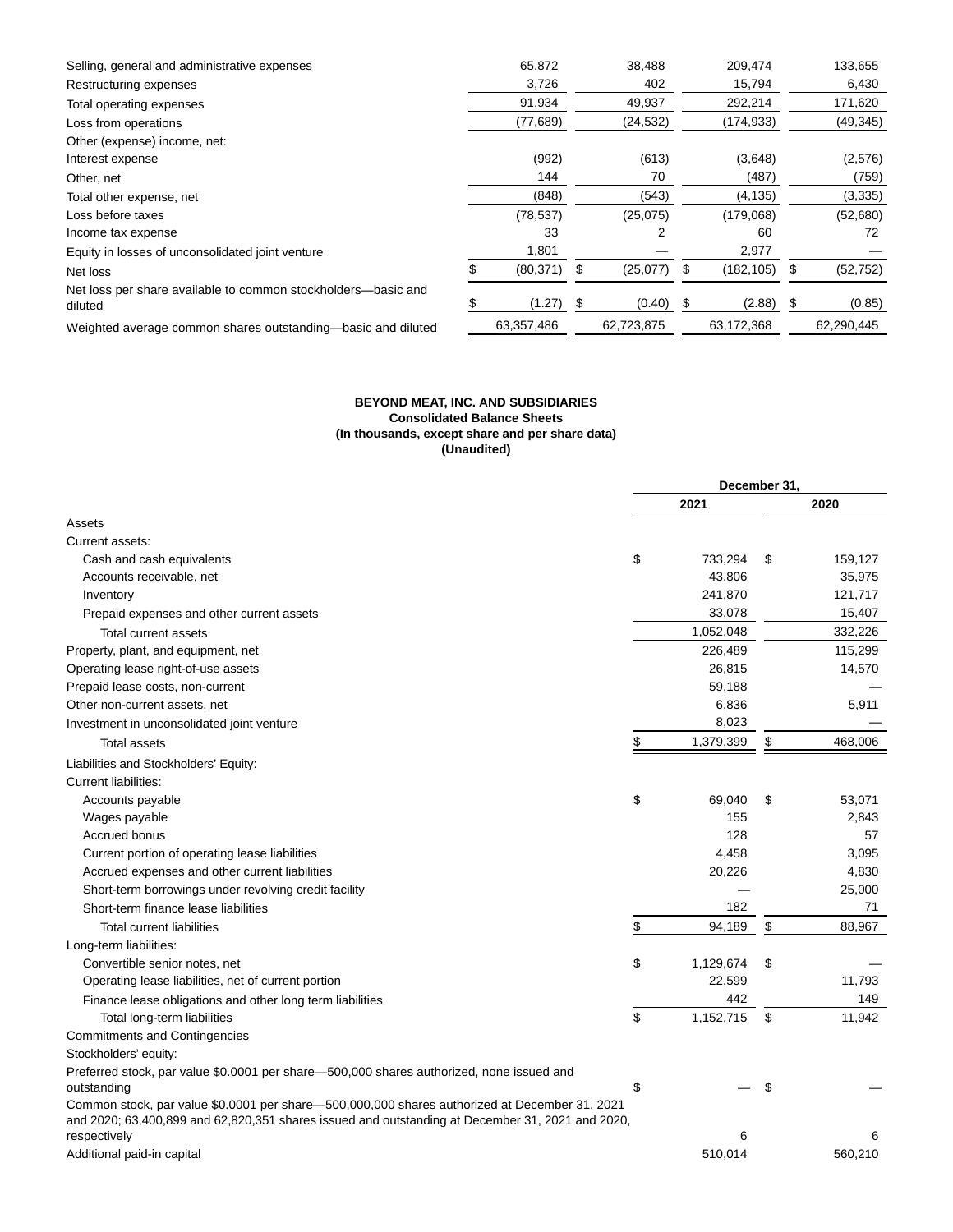| | | | | |
|---|---|---|---|---|
| Selling, general and administrative expenses | 65,872 | 38,488 | 209,474 | 133,655 |
| Restructuring expenses | 3,726 | 402 | 15,794 | 6,430 |
| Total operating expenses | 91,934 | 49,937 | 292,214 | 171,620 |
| Loss from operations | (77,689) | (24,532) | (174,933) | (49,345) |
| Other (expense) income, net: | | | | |
| Interest expense | (992) | (613) | (3,648) | (2,576) |
| Other, net | 144 | 70 | (487) | (759) |
| Total other expense, net | (848) | (543) | (4,135) | (3,335) |
| Loss before taxes | (78,537) | (25,075) | (179,068) | (52,680) |
| Income tax expense | 33 | 2 | 60 | 72 |
| Equity in losses of unconsolidated joint venture | 1,801 | — | 2,977 | — |
| Net loss | $ (80,371) | $ (25,077) | $ (182,105) | $ (52,752) |
| Net loss per share available to common stockholders—basic and diluted | $ (1.27) | $ (0.40) | $ (2.88) | $ (0.85) |
| Weighted average common shares outstanding—basic and diluted | 63,357,486 | 62,723,875 | 63,172,368 | 62,290,445 |

**BEYOND MEAT, INC. AND SUBSIDIARIES**
**Consolidated Balance Sheets**
**(In thousands, except share and per share data)**
**(Unaudited)**

| | December 31, | |
|---|---|---|
| | 2021 | 2020 |
| Assets | | |
| Current assets: | | |
| Cash and cash equivalents | $ 733,294 | $ 159,127 |
| Accounts receivable, net | 43,806 | 35,975 |
| Inventory | 241,870 | 121,717 |
| Prepaid expenses and other current assets | 33,078 | 15,407 |
| Total current assets | 1,052,048 | 332,226 |
| Property, plant, and equipment, net | 226,489 | 115,299 |
| Operating lease right-of-use assets | 26,815 | 14,570 |
| Prepaid lease costs, non-current | 59,188 | — |
| Other non-current assets, net | 6,836 | 5,911 |
| Investment in unconsolidated joint venture | 8,023 | — |
| Total assets | $ 1,379,399 | $ 468,006 |
| Liabilities and Stockholders' Equity: | | |
| Current liabilities: | | |
| Accounts payable | $ 69,040 | $ 53,071 |
| Wages payable | 155 | 2,843 |
| Accrued bonus | 128 | 57 |
| Current portion of operating lease liabilities | 4,458 | 3,095 |
| Accrued expenses and other current liabilities | 20,226 | 4,830 |
| Short-term borrowings under revolving credit facility | — | 25,000 |
| Short-term finance lease liabilities | 182 | 71 |
| Total current liabilities | $ 94,189 | $ 88,967 |
| Long-term liabilities: | | |
| Convertible senior notes, net | $ 1,129,674 | $ — |
| Operating lease liabilities, net of current portion | 22,599 | 11,793 |
| Finance lease obligations and other long term liabilities | 442 | 149 |
| Total long-term liabilities | $ 1,152,715 | $ 11,942 |
| Commitments and Contingencies | | |
| Stockholders' equity: | | |
| Preferred stock, par value $0.0001 per share—500,000 shares authorized, none issued and outstanding | $ — | $ — |
| Common stock, par value $0.0001 per share—500,000,000 shares authorized at December 31, 2021 and 2020; 63,400,899 and 62,820,351 shares issued and outstanding at December 31, 2021 and 2020, respectively | 6 | 6 |
| Additional paid-in capital | 510,014 | 560,210 |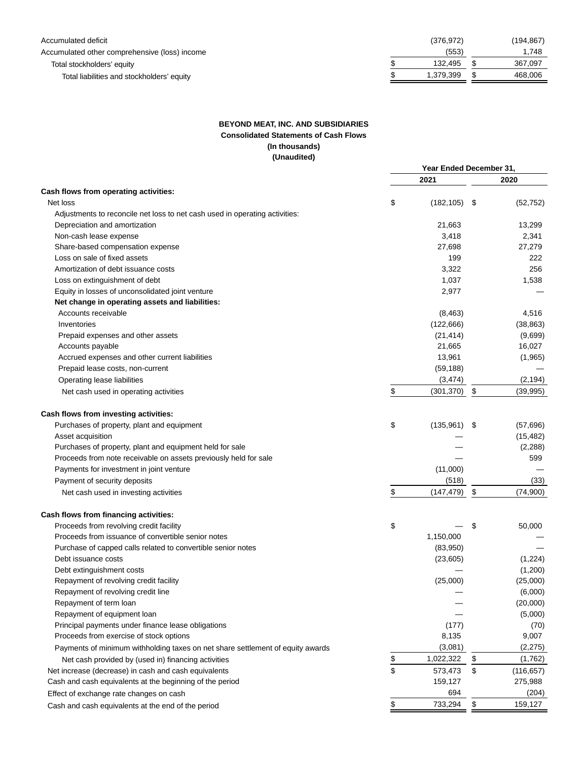| | | |
|---|---|---|
| Accumulated deficit | (376,972) | (194,867) |
| Accumulated other comprehensive (loss) income | (553) | 1,748 |
| Total stockholders' equity | $ 132,495 | $ 367,097 |
| Total liabilities and stockholders' equity | $ 1,379,399 | $ 468,006 |

**BEYOND MEAT, INC. AND SUBSIDIARIES**
**Consolidated Statements of Cash Flows**
**(In thousands)**
**(Unaudited)**

| | Year Ended December 31, | |
|---|---|---|
| | **2021** | **2020** |
| **Cash flows from operating activities:** | | |
| Net loss | $ (182,105) | $ (52,752) |
| Adjustments to reconcile net loss to net cash used in operating activities: | | |
| Depreciation and amortization | 21,663 | 13,299 |
| Non-cash lease expense | 3,418 | 2,341 |
| Share-based compensation expense | 27,698 | 27,279 |
| Loss on sale of fixed assets | 199 | 222 |
| Amortization of debt issuance costs | 3,322 | 256 |
| Loss on extinguishment of debt | 1,037 | 1,538 |
| Equity in losses of unconsolidated joint venture | 2,977 | — |
| **Net change in operating assets and liabilities:** | | |
| Accounts receivable | (8,463) | 4,516 |
| Inventories | (122,666) | (38,863) |
| Prepaid expenses and other assets | (21,414) | (9,699) |
| Accounts payable | 21,665 | 16,027 |
| Accrued expenses and other current liabilities | 13,961 | (1,965) |
| Prepaid lease costs, non-current | (59,188) | — |
| Operating lease liabilities | (3,474) | (2,194) |
| Net cash used in operating activities | $ (301,370) | $ (39,995) |
| **Cash flows from investing activities:** | | |
| Purchases of property, plant and equipment | $ (135,961) | $ (57,696) |
| Asset acquisition | — | (15,482) |
| Purchases of property, plant and equipment held for sale | — | (2,288) |
| Proceeds from note receivable on assets previously held for sale | — | 599 |
| Payments for investment in joint venture | (11,000) | — |
| Payment of security deposits | (518) | (33) |
| Net cash used in investing activities | $ (147,479) | $ (74,900) |
| **Cash flows from financing activities:** | | |
| Proceeds from revolving credit facility | $ — | $ 50,000 |
| Proceeds from issuance of convertible senior notes | 1,150,000 | — |
| Purchase of capped calls related to convertible senior notes | (83,950) | — |
| Debt issuance costs | (23,605) | (1,224) |
| Debt extinguishment costs | — | (1,200) |
| Repayment of revolving credit facility | (25,000) | (25,000) |
| Repayment of revolving credit line | — | (6,000) |
| Repayment of term loan | — | (20,000) |
| Repayment of equipment loan | — | (5,000) |
| Principal payments under finance lease obligations | (177) | (70) |
| Proceeds from exercise of stock options | 8,135 | 9,007 |
| Payments of minimum withholding taxes on net share settlement of equity awards | (3,081) | (2,275) |
| Net cash provided by (used in) financing activities | $ 1,022,322 | $ (1,762) |
| Net increase (decrease) in cash and cash equivalents | $ 573,473 | $ (116,657) |
| Cash and cash equivalents at the beginning of the period | 159,127 | 275,988 |
| Effect of exchange rate changes on cash | 694 | (204) |
| Cash and cash equivalents at the end of the period | $ 733,294 | $ 159,127 |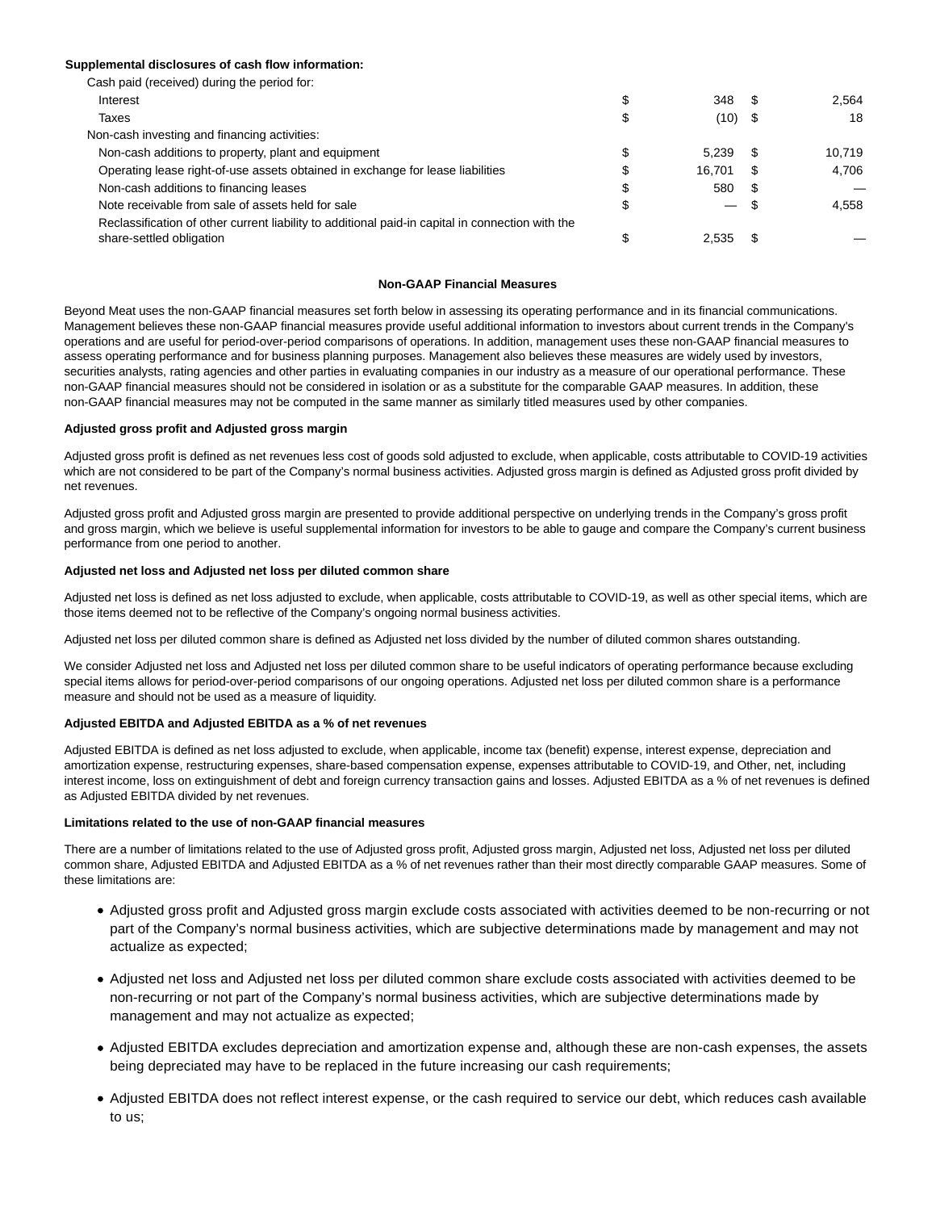**Supplemental disclosures of cash flow information:**

| | | |
|---|---|---|
| Cash paid (received) during the period for: | | |
| Interest | $ 348 | $ 2,564 |
| Taxes | $ (10) | $ 18 |
| Non-cash investing and financing activities: | | |
| Non-cash additions to property, plant and equipment | $ 5,239 | $ 10,719 |
| Operating lease right-of-use assets obtained in exchange for lease liabilities | $ 16,701 | $ 4,706 |
| Non-cash additions to financing leases | $ 580 | $ — |
| Note receivable from sale of assets held for sale | $ — | $ 4,558 |
| Reclassification of other current liability to additional paid-in capital in connection with the share-settled obligation | $ 2,535 | $ — |

**Non-GAAP Financial Measures**

Beyond Meat uses the non-GAAP financial measures set forth below in assessing its operating performance and in its financial communications. Management believes these non-GAAP financial measures provide useful additional information to investors about current trends in the Company's operations and are useful for period-over-period comparisons of operations. In addition, management uses these non-GAAP financial measures to assess operating performance and for business planning purposes. Management also believes these measures are widely used by investors, securities analysts, rating agencies and other parties in evaluating companies in our industry as a measure of our operational performance. These non-GAAP financial measures should not be considered in isolation or as a substitute for the comparable GAAP measures. In addition, these non-GAAP financial measures may not be computed in the same manner as similarly titled measures used by other companies.

**Adjusted gross profit and Adjusted gross margin**

Adjusted gross profit is defined as net revenues less cost of goods sold adjusted to exclude, when applicable, costs attributable to COVID-19 activities which are not considered to be part of the Company's normal business activities. Adjusted gross margin is defined as Adjusted gross profit divided by net revenues.

Adjusted gross profit and Adjusted gross margin are presented to provide additional perspective on underlying trends in the Company's gross profit and gross margin, which we believe is useful supplemental information for investors to be able to gauge and compare the Company's current business performance from one period to another.

**Adjusted net loss and Adjusted net loss per diluted common share**

Adjusted net loss is defined as net loss adjusted to exclude, when applicable, costs attributable to COVID-19, as well as other special items, which are those items deemed not to be reflective of the Company's ongoing normal business activities.

Adjusted net loss per diluted common share is defined as Adjusted net loss divided by the number of diluted common shares outstanding.

We consider Adjusted net loss and Adjusted net loss per diluted common share to be useful indicators of operating performance because excluding special items allows for period-over-period comparisons of our ongoing operations. Adjusted net loss per diluted common share is a performance measure and should not be used as a measure of liquidity.

**Adjusted EBITDA and Adjusted EBITDA as a % of net revenues**

Adjusted EBITDA is defined as net loss adjusted to exclude, when applicable, income tax (benefit) expense, interest expense, depreciation and amortization expense, restructuring expenses, share-based compensation expense, expenses attributable to COVID-19, and Other, net, including interest income, loss on extinguishment of debt and foreign currency transaction gains and losses. Adjusted EBITDA as a % of net revenues is defined as Adjusted EBITDA divided by net revenues.

**Limitations related to the use of non-GAAP financial measures**

There are a number of limitations related to the use of Adjusted gross profit, Adjusted gross margin, Adjusted net loss, Adjusted net loss per diluted common share, Adjusted EBITDA and Adjusted EBITDA as a % of net revenues rather than their most directly comparable GAAP measures. Some of these limitations are:

- Adjusted gross profit and Adjusted gross margin exclude costs associated with activities deemed to be non-recurring or not part of the Company's normal business activities, which are subjective determinations made by management and may not actualize as expected;
- Adjusted net loss and Adjusted net loss per diluted common share exclude costs associated with activities deemed to be non-recurring or not part of the Company's normal business activities, which are subjective determinations made by management and may not actualize as expected;
- Adjusted EBITDA excludes depreciation and amortization expense and, although these are non-cash expenses, the assets being depreciated may have to be replaced in the future increasing our cash requirements;
- Adjusted EBITDA does not reflect interest expense, or the cash required to service our debt, which reduces cash available to us;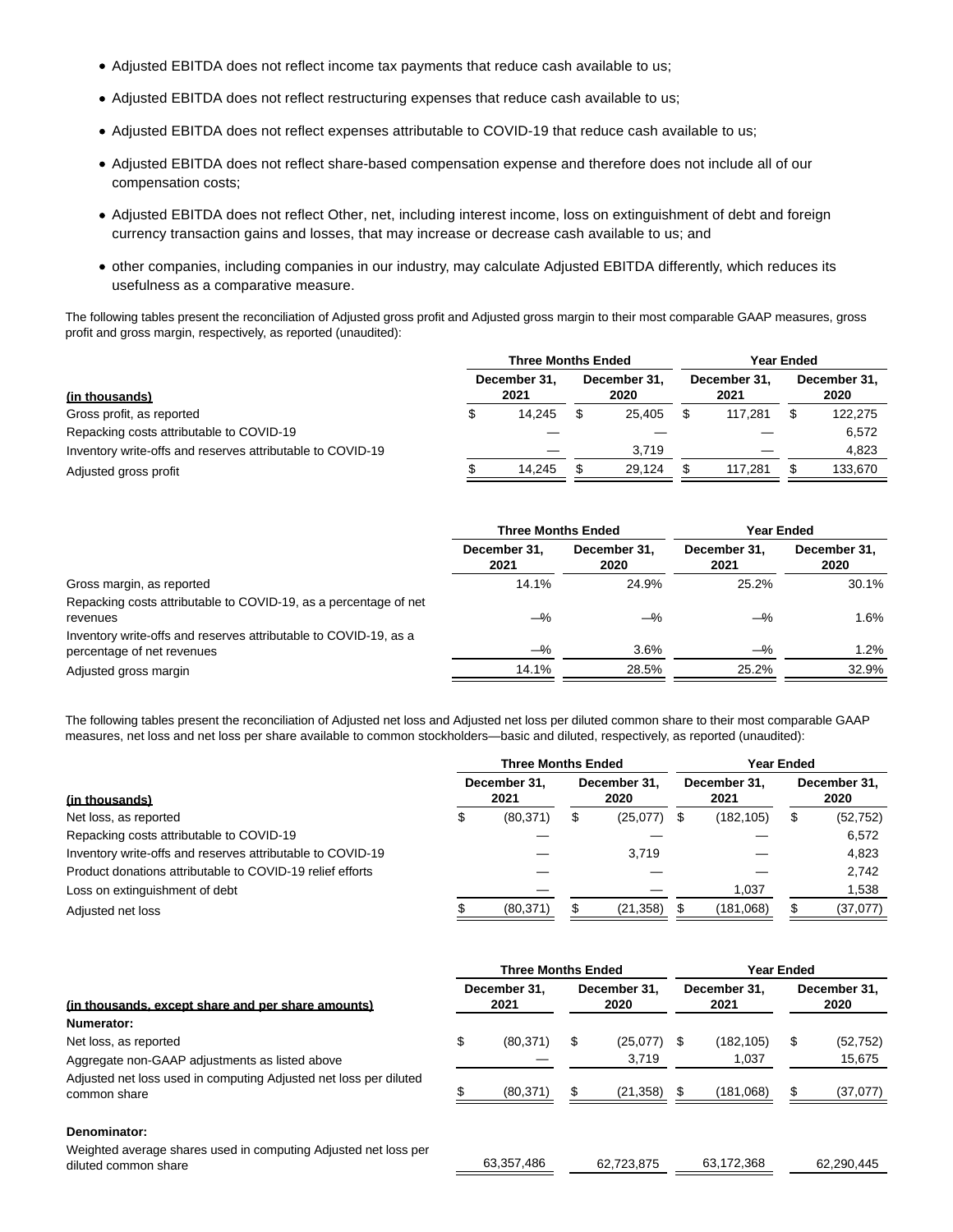- Adjusted EBITDA does not reflect income tax payments that reduce cash available to us;
- Adjusted EBITDA does not reflect restructuring expenses that reduce cash available to us;
- Adjusted EBITDA does not reflect expenses attributable to COVID-19 that reduce cash available to us;
- Adjusted EBITDA does not reflect share-based compensation expense and therefore does not include all of our compensation costs;
- Adjusted EBITDA does not reflect Other, net, including interest income, loss on extinguishment of debt and foreign currency transaction gains and losses, that may increase or decrease cash available to us; and
- other companies, including companies in our industry, may calculate Adjusted EBITDA differently, which reduces its usefulness as a comparative measure.

The following tables present the reconciliation of Adjusted gross profit and Adjusted gross margin to their most comparable GAAP measures, gross profit and gross margin, respectively, as reported (unaudited):

| | Three Months Ended | | Year Ended | |
|---|---|---|---|---|
| (in thousands) | December 31, 2021 | December 31, 2020 | December 31, 2021 | December 31, 2020 |
| Gross profit, as reported | $ 14,245 | $ 25,405 | $ 117,281 | $ 122,275 |
| Repacking costs attributable to COVID-19 | — | — | — | 6,572 |
| Inventory write-offs and reserves attributable to COVID-19 | — | 3,719 | — | 4,823 |
| Adjusted gross profit | $ 14,245 | $ 29,124 | $ 117,281 | $ 133,670 |

| | Three Months Ended | | Year Ended | |
|---|---|---|---|---|
| | December 31, 2021 | December 31, 2020 | December 31, 2021 | December 31, 2020 |
| Gross margin, as reported | 14.1% | 24.9% | 25.2% | 30.1% |
| Repacking costs attributable to COVID-19, as a percentage of net revenues | —% | —% | —% | 1.6% |
| Inventory write-offs and reserves attributable to COVID-19, as a percentage of net revenues | —% | 3.6% | —% | 1.2% |
| Adjusted gross margin | 14.1% | 28.5% | 25.2% | 32.9% |

The following tables present the reconciliation of Adjusted net loss and Adjusted net loss per diluted common share to their most comparable GAAP measures, net loss and net loss per share available to common stockholders—basic and diluted, respectively, as reported (unaudited):

| | Three Months Ended | | Year Ended | |
|---|---|---|---|---|
| (in thousands) | December 31, 2021 | December 31, 2020 | December 31, 2021 | December 31, 2020 |
| Net loss, as reported | $ (80,371) | $ (25,077) | $ (182,105) | $ (52,752) |
| Repacking costs attributable to COVID-19 | — | — | — | 6,572 |
| Inventory write-offs and reserves attributable to COVID-19 | — | 3,719 | — | 4,823 |
| Product donations attributable to COVID-19 relief efforts | — | — | — | 2,742 |
| Loss on extinguishment of debt | — | — | 1,037 | 1,538 |
| Adjusted net loss | $ (80,371) | $ (21,358) | $ (181,068) | $ (37,077) |

| | Three Months Ended | | Year Ended | |
|---|---|---|---|---|
| (in thousands, except share and per share amounts) | December 31, 2021 | December 31, 2020 | December 31, 2021 | December 31, 2020 |
| **Numerator:** | | | | |
| Net loss, as reported | $ (80,371) | $ (25,077) | $ (182,105) | $ (52,752) |
| Aggregate non-GAAP adjustments as listed above | — | 3,719 | 1,037 | 15,675 |
| Adjusted net loss used in computing Adjusted net loss per diluted common share | $ (80,371) | $ (21,358) | $ (181,068) | $ (37,077) |
| **Denominator:** | | | | |
| Weighted average shares used in computing Adjusted net loss per diluted common share | 63,357,486 | 62,723,875 | 63,172,368 | 62,290,445 |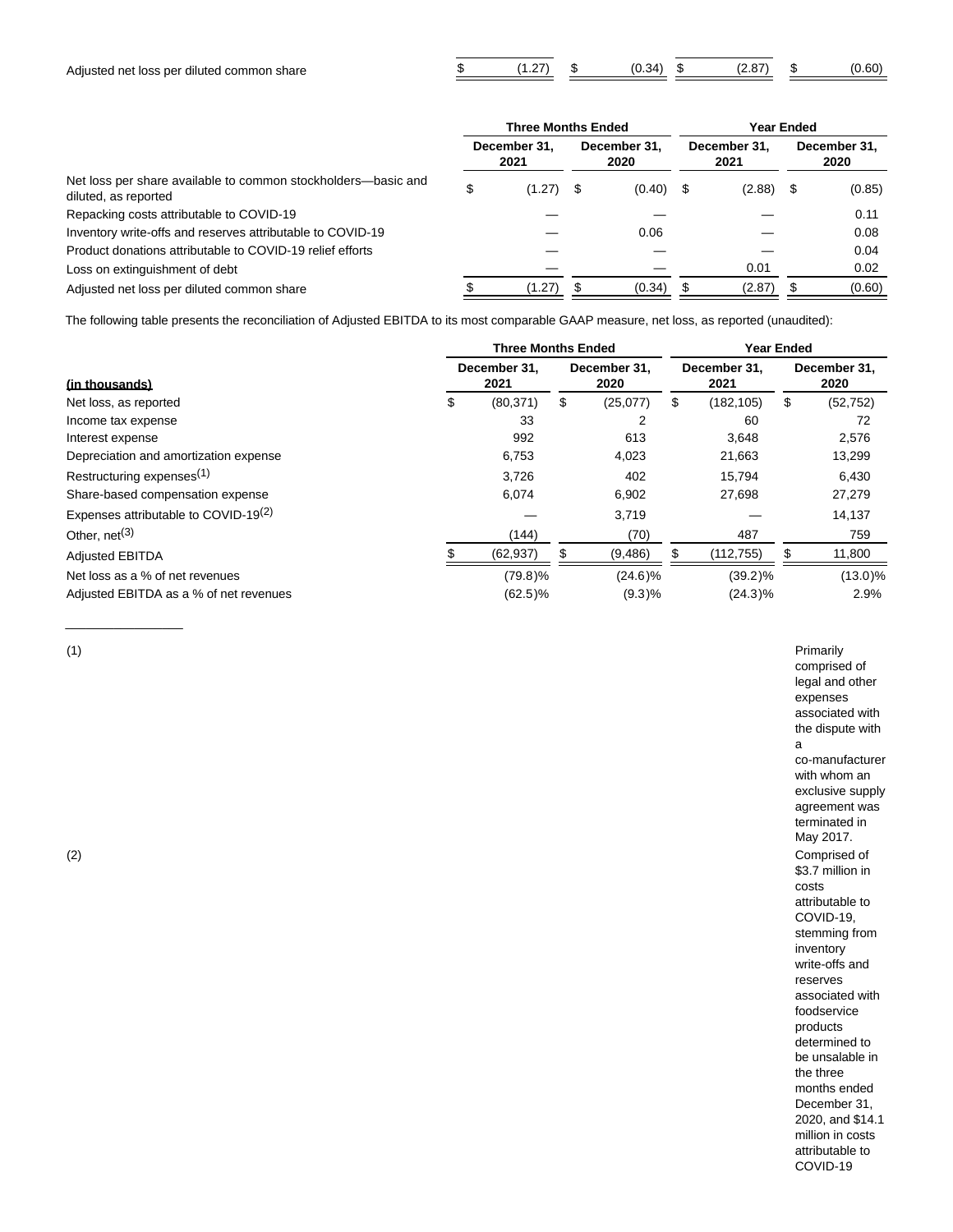| | | | | |
|---|---|---|---|---|
| Adjusted net loss per diluted common share | $ (1.27) | $ (0.34) | $ (2.87) | $ (0.60) |

| | Three Months Ended | | Year Ended | |
|---|---|---|---|---|
| | December 31, 2021 | December 31, 2020 | December 31, 2021 | December 31, 2020 |
| Net loss per share available to common stockholders—basic and diluted, as reported | $ (1.27) | $ (0.40) | $ (2.88) | $ (0.85) |
| Repacking costs attributable to COVID-19 | — | — | — | 0.11 |
| Inventory write-offs and reserves attributable to COVID-19 | — | 0.06 | — | 0.08 |
| Product donations attributable to COVID-19 relief efforts | — | — | — | 0.04 |
| Loss on extinguishment of debt | — | — | 0.01 | 0.02 |
| Adjusted net loss per diluted common share | $ (1.27) | $ (0.34) | $ (2.87) | $ (0.60) |

The following table presents the reconciliation of Adjusted EBITDA to its most comparable GAAP measure, net loss, as reported (unaudited):

| | Three Months Ended | | Year Ended | |
|---|---|---|---|---|
| (in thousands) | December 31, 2021 | December 31, 2020 | December 31, 2021 | December 31, 2020 |
| Net loss, as reported | $ (80,371) | $ (25,077) | $ (182,105) | $ (52,752) |
| Income tax expense | 33 | 2 | 60 | 72 |
| Interest expense | 992 | 613 | 3,648 | 2,576 |
| Depreciation and amortization expense | 6,753 | 4,023 | 21,663 | 13,299 |
| Restructuring expenses[(1)] | 3,726 | 402 | 15,794 | 6,430 |
| Share-based compensation expense | 6,074 | 6,902 | 27,698 | 27,279 |
| Expenses attributable to COVID-19[(2)] | — | 3,719 | — | 14,137 |
| Other, net[(3)] | (144) | (70) | 487 | 759 |
| Adjusted EBITDA | $ (62,937) | $ (9,486) | $ (112,755) | $ 11,800 |
| Net loss as a % of net revenues | (79.8)% | (24.6)% | (39.2)% | (13.0)% |
| Adjusted EBITDA as a % of net revenues | (62.5)% | (9.3)% | (24.3)% | 2.9% |

---

(1) Primarily comprised of legal and other expenses associated with the dispute with a co-manufacturer with whom an exclusive supply agreement was terminated in May 2017.

(2) Comprised of \$3.7 million in costs attributable to COVID-19, stemming from inventory write-offs and reserves associated with foodservice products determined to be unsalable in the three months ended December 31, 2020, and \$14.1 million in costs attributable to COVID-19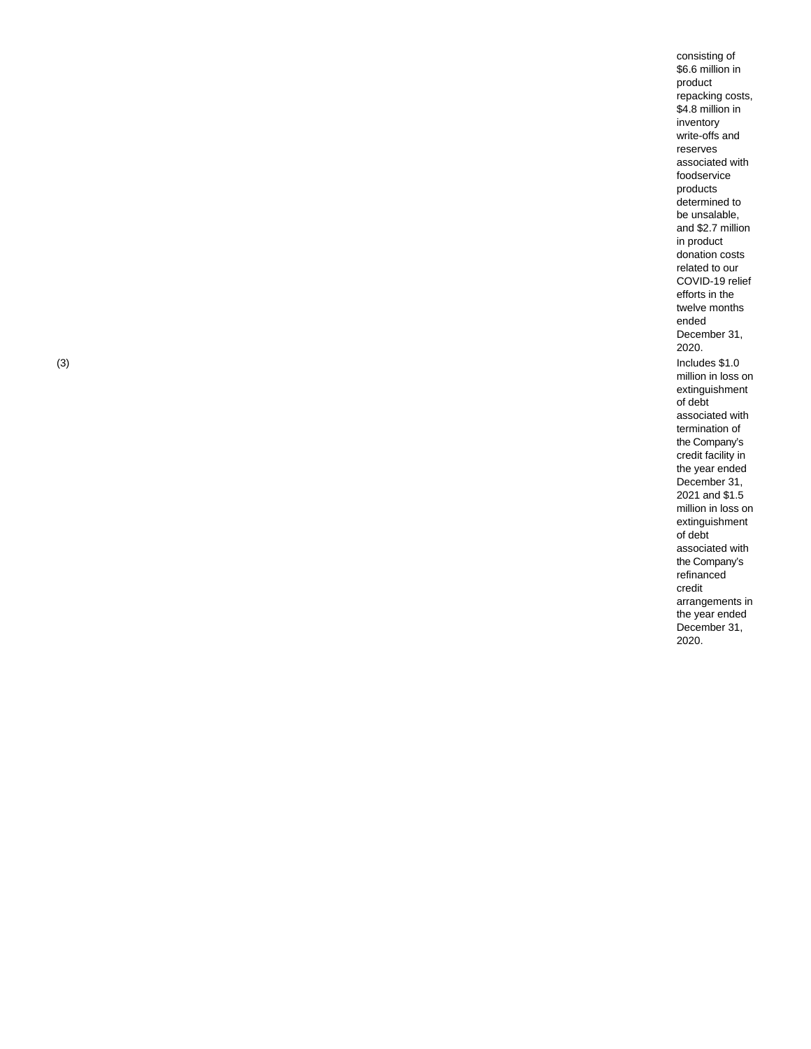consisting of $6.6 million in product repacking costs, $4.8 million in inventory write-offs and reserves associated with foodservice products determined to be unsalable, and $2.7 million in product donation costs related to our COVID-19 relief efforts in the twelve months ended December 31, 2020.

(3) Includes $1.0 million in loss on extinguishment of debt associated with termination of the Company's credit facility in the year ended December 31, 2021 and $1.5 million in loss on extinguishment of debt associated with the Company's refinanced credit arrangements in the year ended December 31, 2020.